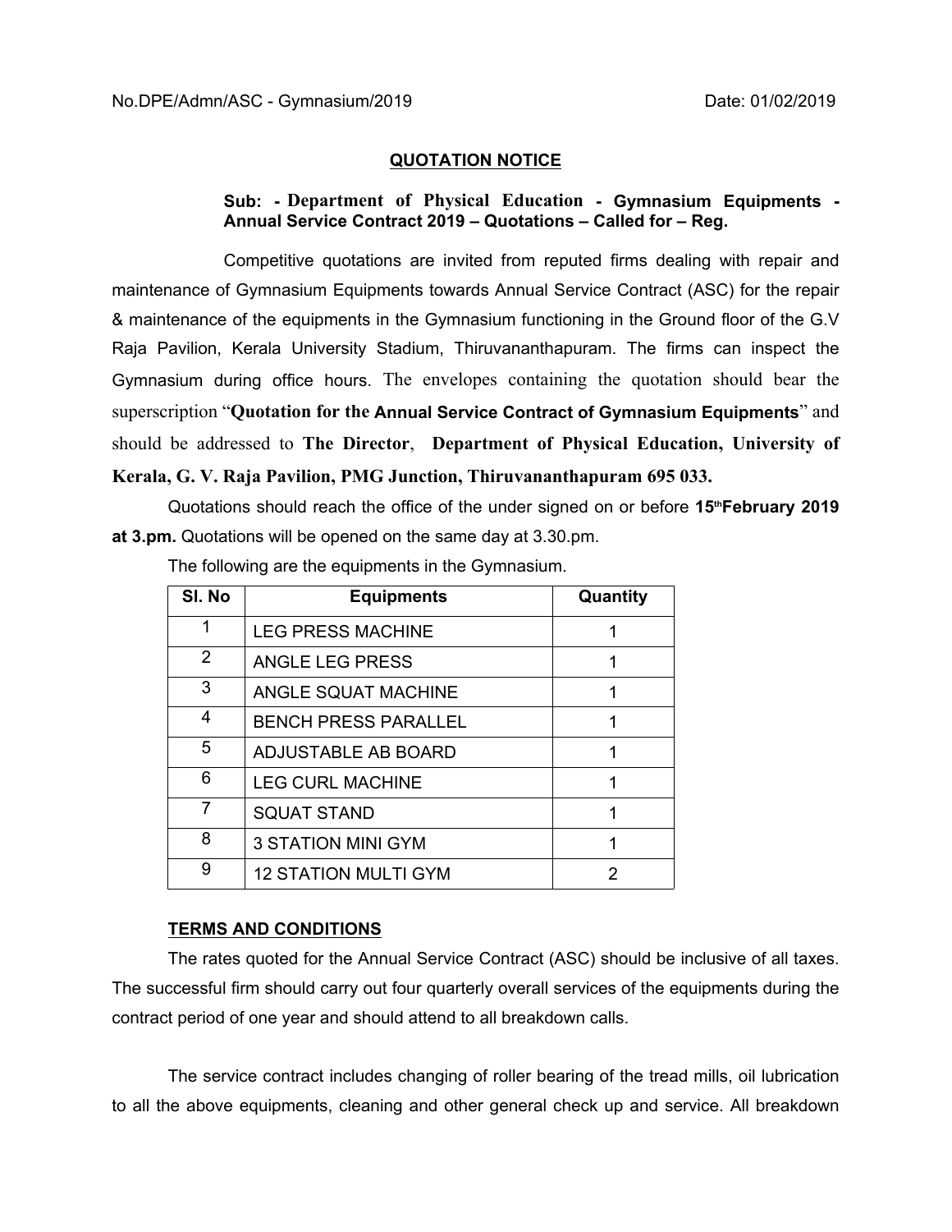No.DPE/Admn/ASC - Gymnasium/2019 Date: 01/02/2019

## QUOTATION NOTICE

**Sub: - Department of Physical Education - Gymnasium Equipments - Annual Service Contract 2019 – Quotations – Called for – Reg.**

Competitive quotations are invited from reputed firms dealing with repair and maintenance of Gymnasium Equipments towards Annual Service Contract (ASC) for the repair & maintenance of the equipments in the Gymnasium functioning in the Ground floor of the G.V Raja Pavilion, Kerala University Stadium, Thiruvananthapuram. The firms can inspect the Gymnasium during office hours. The envelopes containing the quotation should bear the superscription "**Quotation for the Annual Service Contract of Gymnasium Equipments**" and should be addressed to **The Director**, **Department of Physical Education, University of Kerala, G. V. Raja Pavilion, PMG Junction, Thiruvananthapuram 695 033.**

Quotations should reach the office of the under signed on or before **15th February 2019 at 3.pm.** Quotations will be opened on the same day at 3.30.pm.

The following are the equipments in the Gymnasium.

| Sl. No | Equipments | Quantity |
|---|---|---|
| 1 | LEG PRESS MACHINE | 1 |
| 2 | ANGLE LEG PRESS | 1 |
| 3 | ANGLE SQUAT MACHINE | 1 |
| 4 | BENCH PRESS PARALLEL | 1 |
| 5 | ADJUSTABLE AB BOARD | 1 |
| 6 | LEG CURL MACHINE | 1 |
| 7 | SQUAT STAND | 1 |
| 8 | 3 STATION MINI GYM | 1 |
| 9 | 12 STATION MULTI GYM | 2 |

### TERMS AND CONDITIONS

The rates quoted for the Annual Service Contract (ASC) should be inclusive of all taxes. The successful firm should carry out four quarterly overall services of the equipments during the contract period of one year and should attend to all breakdown calls.

The service contract includes changing of roller bearing of the tread mills, oil lubrication to all the above equipments, cleaning and other general check up and service. All breakdown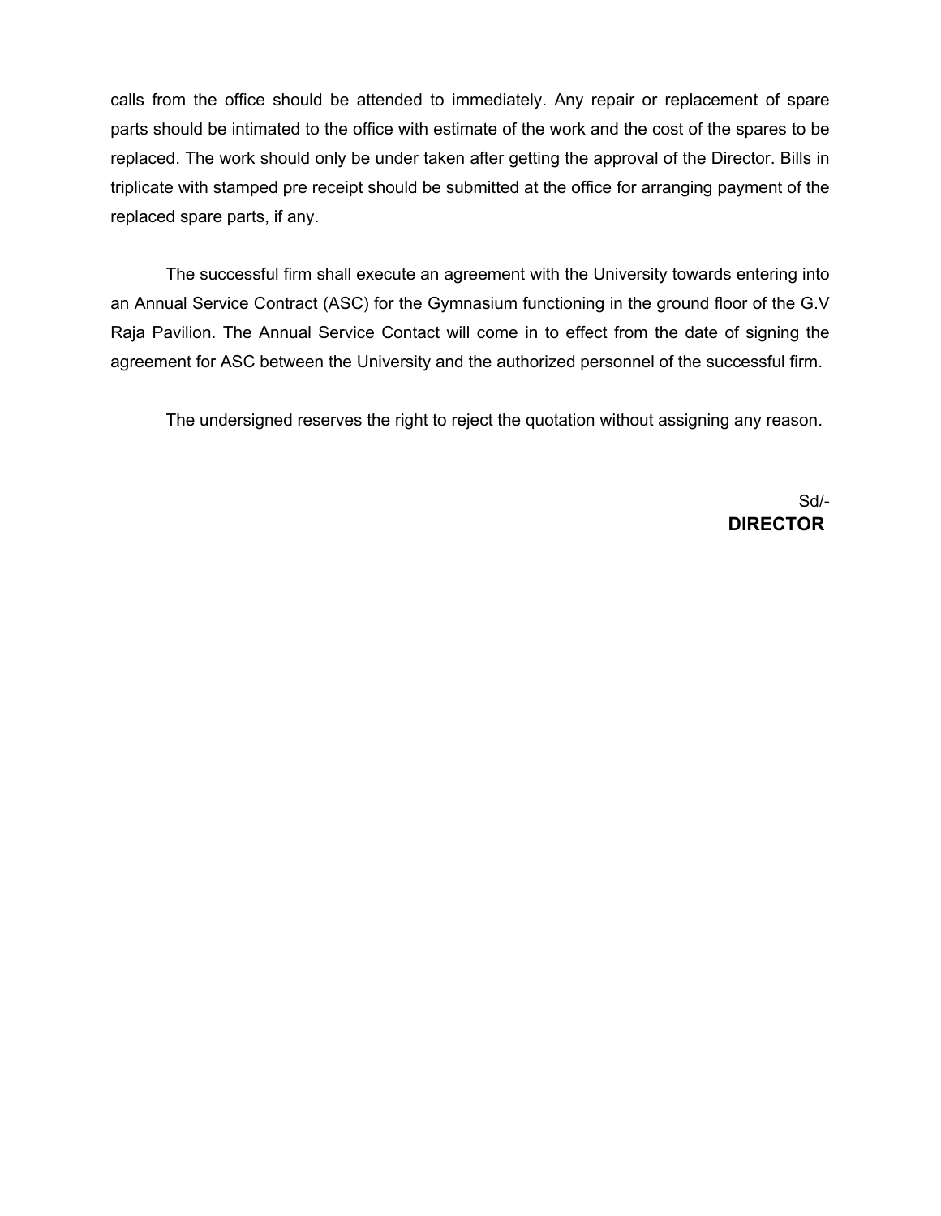calls from the office should be attended to immediately. Any repair or replacement of spare parts should be intimated to the office with estimate of the work and the cost of the spares to be replaced. The work should only be under taken after getting the approval of the Director. Bills in triplicate with stamped pre receipt should be submitted at the office for arranging payment of the replaced spare parts, if any.

The successful firm shall execute an agreement with the University towards entering into an Annual Service Contract (ASC) for the Gymnasium functioning in the ground floor of the G.V Raja Pavilion. The Annual Service Contact will come in to effect from the date of signing the agreement for ASC between the University and the authorized personnel of the successful firm.

The undersigned reserves the right to reject the quotation without assigning any reason.

Sd/-
**DIRECTOR**